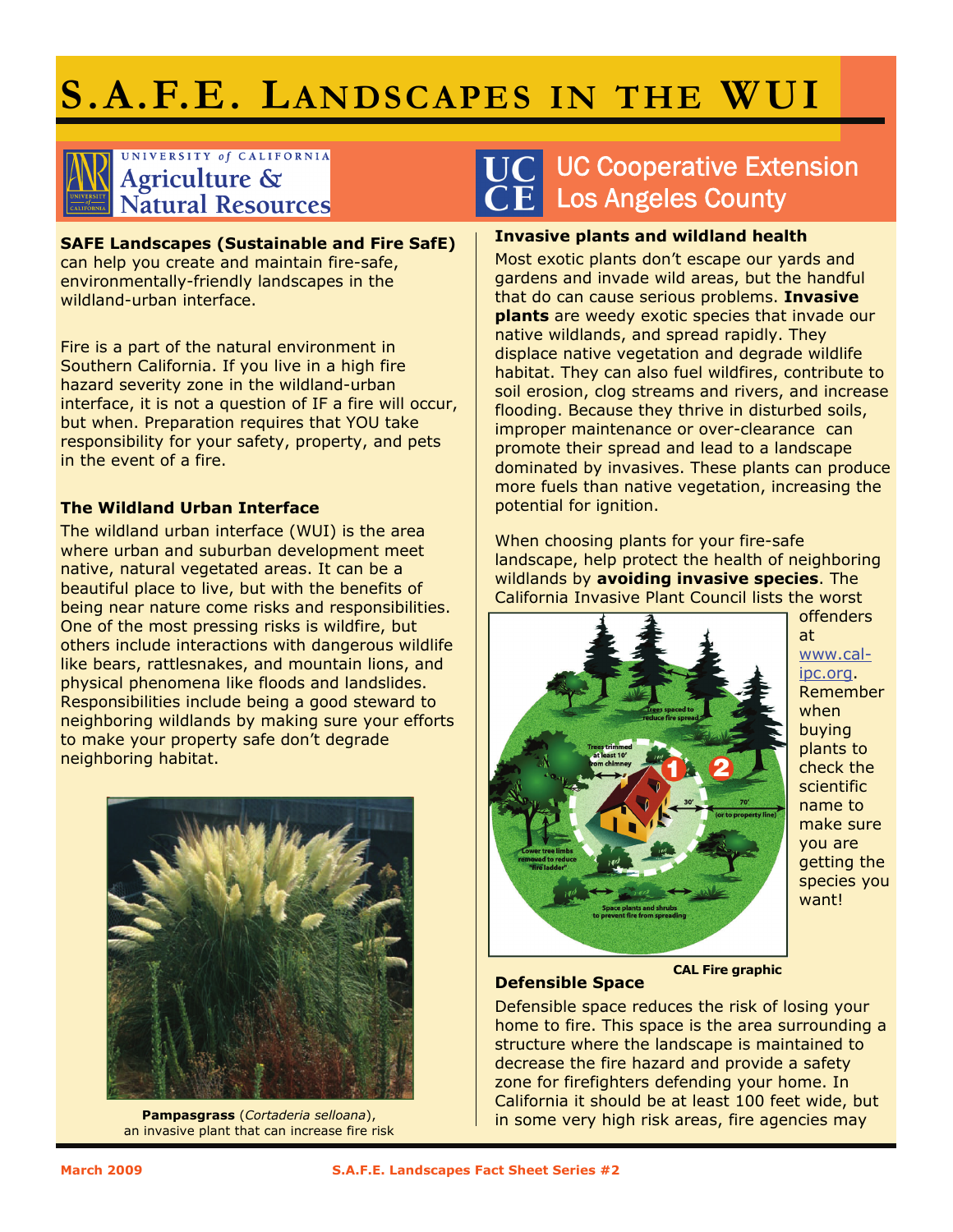# S.A.F.E. Landscapes in the WUI

University of California Agriculture & Natural Resources

UC Cooperative Extension Los Angeles County

**SAFE Landscapes (Sustainable and Fire SafE)** can help you create and maintain fire-safe, environmentally-friendly landscapes in the wildland-urban interface.

Fire is a part of the natural environment in Southern California. If you live in a high fire hazard severity zone in the wildland-urban interface, it is not a question of IF a fire will occur, but when. Preparation requires that YOU take responsibility for your safety, property, and pets in the event of a fire.

### The Wildland Urban Interface

The wildland urban interface (WUI) is the area where urban and suburban development meet native, natural vegetated areas. It can be a beautiful place to live, but with the benefits of being near nature come risks and responsibilities. One of the most pressing risks is wildfire, but others include interactions with dangerous wildlife like bears, rattlesnakes, and mountain lions, and physical phenomena like floods and landslides. Responsibilities include being a good steward to neighboring wildlands by making sure your efforts to make your property safe don't degrade neighboring habitat.

**Pampasgrass** (*Cortaderia selloana*), an invasive plant that can increase fire risk

### Invasive plants and wildland health

Most exotic plants don't escape our yards and gardens and invade wild areas, but the handful that do can cause serious problems. **Invasive plants** are weedy exotic species that invade our native wildlands, and spread rapidly. They displace native vegetation and degrade wildlife habitat. They can also fuel wildfires, contribute to soil erosion, clog streams and rivers, and increase flooding. Because they thrive in disturbed soils, improper maintenance or over-clearance can promote their spread and lead to a landscape dominated by invasives. These plants can produce more fuels than native vegetation, increasing the potential for ignition.

When choosing plants for your fire-safe landscape, help protect the health of neighboring wildlands by **avoiding invasive species**. The California Invasive Plant Council lists the worst offenders at www.cal-ipc.org. Remember when buying plants to check the scientific name to make sure you are getting the species you want!

**CAL Fire graphic**

### Defensible Space

Defensible space reduces the risk of losing your home to fire. This space is the area surrounding a structure where the landscape is maintained to decrease the fire hazard and provide a safety zone for firefighters defending your home. In California it should be at least 100 feet wide, but in some very high risk areas, fire agencies may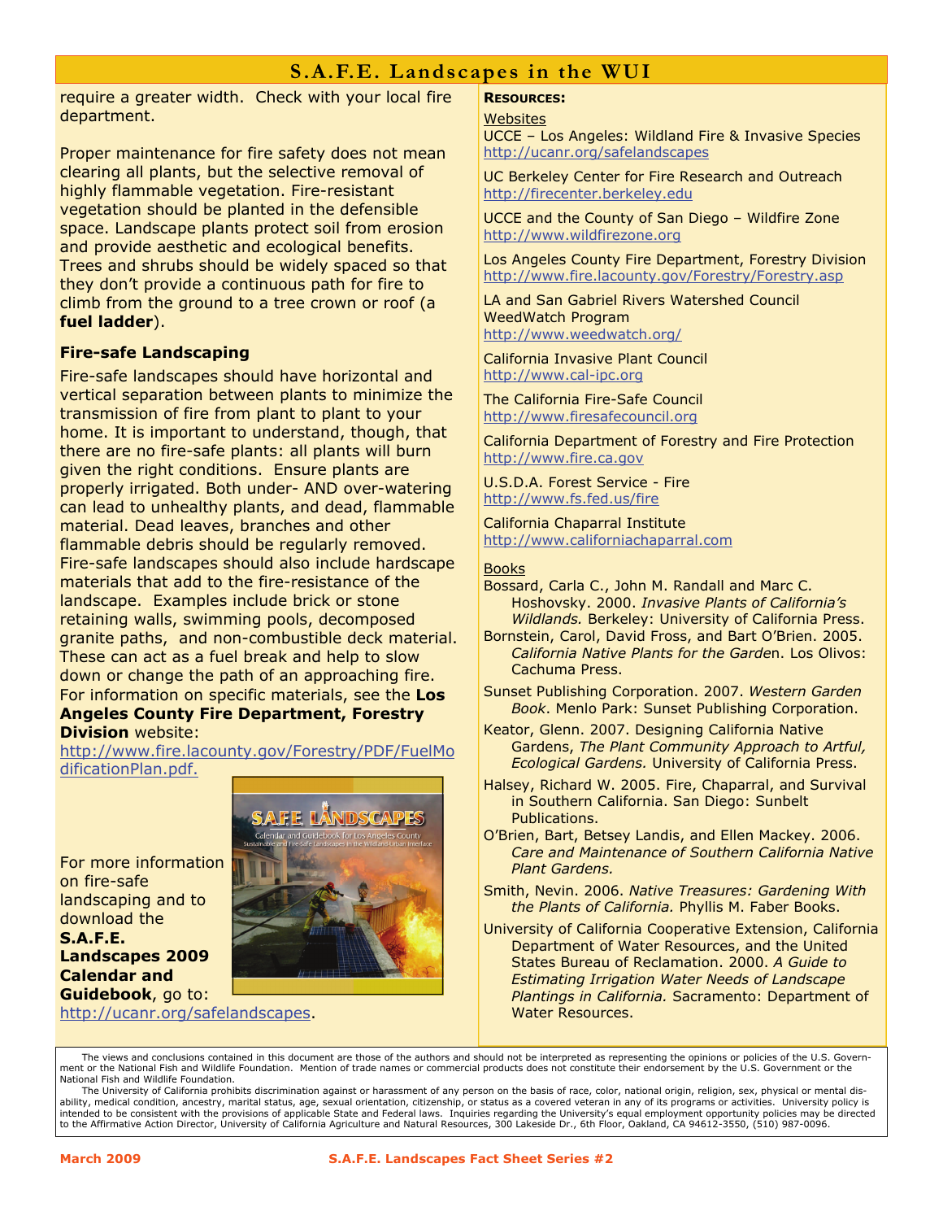require a greater width. Check with your local fire department.

Proper maintenance for fire safety does not mean clearing all plants, but the selective removal of highly flammable vegetation. Fire-resistant vegetation should be planted in the defensible space. Landscape plants protect soil from erosion and provide aesthetic and ecological benefits. Trees and shrubs should be widely spaced so that they don't provide a continuous path for fire to climb from the ground to a tree crown or roof (a **fuel ladder**).

### Fire-safe Landscaping

Fire-safe landscapes should have horizontal and vertical separation between plants to minimize the transmission of fire from plant to plant to your home. It is important to understand, though, that there are no fire-safe plants: all plants will burn given the right conditions. Ensure plants are properly irrigated. Both under- AND over-watering can lead to unhealthy plants, and dead, flammable material. Dead leaves, branches and other flammable debris should be regularly removed. Fire-safe landscapes should also include hardscape materials that add to the fire-resistance of the landscape. Examples include brick or stone retaining walls, swimming pools, decomposed granite paths, and non-combustible deck material. These can act as a fuel break and help to slow down or change the path of an approaching fire. For information on specific materials, see the **Los Angeles County Fire Department, Forestry Division** website:

http://www.fire.lacounty.gov/Forestry/PDF/FuelModificationPlan.pdf.

For more information on fire-safe landscaping and to download the **S.A.F.E. Landscapes 2009 Calendar and Guidebook**, go to: http://ucanr.org/safelandscapes.

**RESOURCES:**

Websites

UCCE – Los Angeles: Wildland Fire & Invasive Species
http://ucanr.org/safelandscapes

UC Berkeley Center for Fire Research and Outreach
http://firecenter.berkeley.edu

UCCE and the County of San Diego – Wildfire Zone
http://www.wildfirezone.org

Los Angeles County Fire Department, Forestry Division
http://www.fire.lacounty.gov/Forestry/Forestry.asp

LA and San Gabriel Rivers Watershed Council WeedWatch Program
http://www.weedwatch.org/

California Invasive Plant Council
http://www.cal-ipc.org

The California Fire-Safe Council
http://www.firesafecouncil.org

California Department of Forestry and Fire Protection
http://www.fire.ca.gov

U.S.D.A. Forest Service - Fire
http://www.fs.fed.us/fire

California Chaparral Institute
http://www.californiachaparral.com

Books

Bossard, Carla C., John M. Randall and Marc C. Hoshovsky. 2000. *Invasive Plants of California's Wildlands.* Berkeley: University of California Press.

Bornstein, Carol, David Fross, and Bart O'Brien. 2005. *California Native Plants for the Garden.* Los Olivos: Cachuma Press.

Sunset Publishing Corporation. 2007. *Western Garden Book*. Menlo Park: Sunset Publishing Corporation.

Keator, Glenn. 2007. Designing California Native Gardens, *The Plant Community Approach to Artful, Ecological Gardens.* University of California Press.

Halsey, Richard W. 2005. Fire, Chaparral, and Survival in Southern California. San Diego: Sunbelt Publications.

O'Brien, Bart, Betsey Landis, and Ellen Mackey. 2006. *Care and Maintenance of Southern California Native Plant Gardens.*

Smith, Nevin. 2006. *Native Treasures: Gardening With the Plants of California.* Phyllis M. Faber Books.

University of California Cooperative Extension, California Department of Water Resources, and the United States Bureau of Reclamation. 2000. *A Guide to Estimating Irrigation Water Needs of Landscape Plantings in California.* Sacramento: Department of Water Resources.

The views and conclusions contained in this document are those of the authors and should not be interpreted as representing the opinions or policies of the U.S. Government or the National Fish and Wildlife Foundation. Mention of trade names or commercial products does not constitute their endorsement by the U.S. Government or the National Fish and Wildlife Foundation.

The University of California prohibits discrimination against or harassment of any person on the basis of race, color, national origin, religion, sex, physical or mental disability, medical condition, ancestry, marital status, age, sexual orientation, citizenship, or status as a covered veteran in any of its programs or activities. University policy is intended to be consistent with the provisions of applicable State and Federal laws. Inquiries regarding the University's equal employment opportunity policies may be directed to the Affirmative Action Director, University of California Agriculture and Natural Resources, 300 Lakeside Dr., 6th Floor, Oakland, CA 94612-3550, (510) 987-0096.